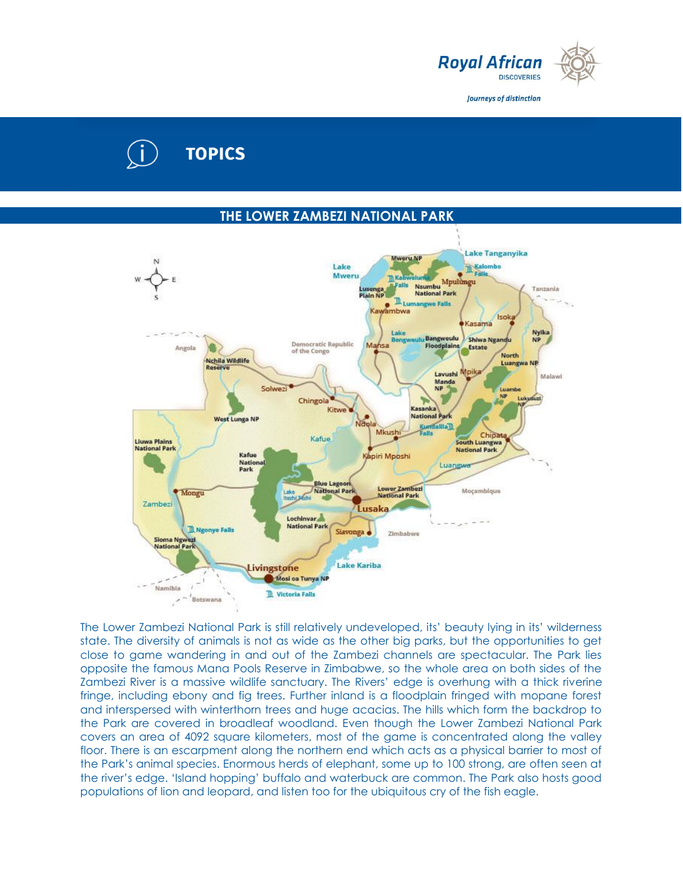# TOPICS

## THE LOWER ZAMBEZI NATIONAL PARK

The Lower Zambezi National Park is still relatively undeveloped, its' beauty lying in its' wilderness state. The diversity of animals is not as wide as the other big parks, but the opportunities to get close to game wandering in and out of the Zambezi channels are spectacular. The Park lies opposite the famous Mana Pools Reserve in Zimbabwe, so the whole area on both sides of the Zambezi River is a massive wildlife sanctuary. The Rivers' edge is overhung with a thick riverine fringe, including ebony and fig trees. Further inland is a floodplain fringed with mopane forest and interspersed with winterthorn trees and huge acacias. The hills which form the backdrop to the Park are covered in broadleaf woodland. Even though the Lower Zambezi National Park covers an area of 4092 square kilometers, most of the game is concentrated along the valley floor. There is an escarpment along the northern end which acts as a physical barrier to most of the Park's animal species. Enormous herds of elephant, some up to 100 strong, are often seen at the river's edge. 'Island hopping' buffalo and waterbuck are common. The Park also hosts good populations of lion and leopard, and listen too for the ubiquitous cry of the fish eagle.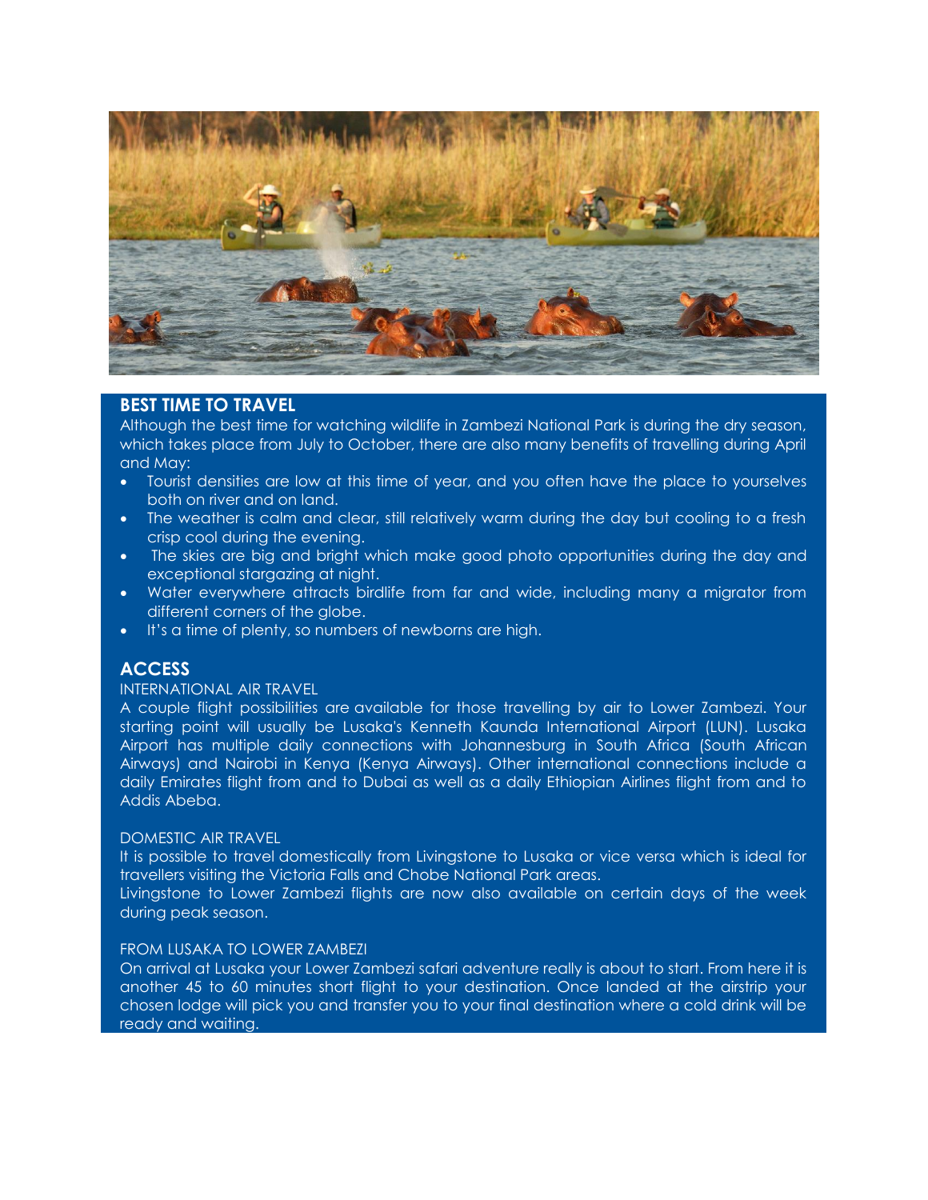## BEST TIME TO TRAVEL

Although the best time for watching wildlife in Zambezi National Park is during the dry season, which takes place from July to October, there are also many benefits of travelling during April and May:

- Tourist densities are low at this time of year, and you often have the place to yourselves both on river and on land.
- The weather is calm and clear, still relatively warm during the day but cooling to a fresh crisp cool during the evening.
- The skies are big and bright which make good photo opportunities during the day and exceptional stargazing at night.
- Water everywhere attracts birdlife from far and wide, including many a migrator from different corners of the globe.
- It's a time of plenty, so numbers of newborns are high.

## ACCESS

INTERNATIONAL AIR TRAVEL

A couple flight possibilities are available for those travelling by air to Lower Zambezi. Your starting point will usually be Lusaka's Kenneth Kaunda International Airport (LUN). Lusaka Airport has multiple daily connections with Johannesburg in South Africa (South African Airways) and Nairobi in Kenya (Kenya Airways). Other international connections include a daily Emirates flight from and to Dubai as well as a daily Ethiopian Airlines flight from and to Addis Abeba.

DOMESTIC AIR TRAVEL

It is possible to travel domestically from Livingstone to Lusaka or vice versa which is ideal for travellers visiting the Victoria Falls and Chobe National Park areas.
Livingstone to Lower Zambezi flights are now also available on certain days of the week during peak season.

FROM LUSAKA TO LOWER ZAMBEZI

On arrival at Lusaka your Lower Zambezi safari adventure really is about to start. From here it is another 45 to 60 minutes short flight to your destination. Once landed at the airstrip your chosen lodge will pick you and transfer you to your final destination where a cold drink will be ready and waiting.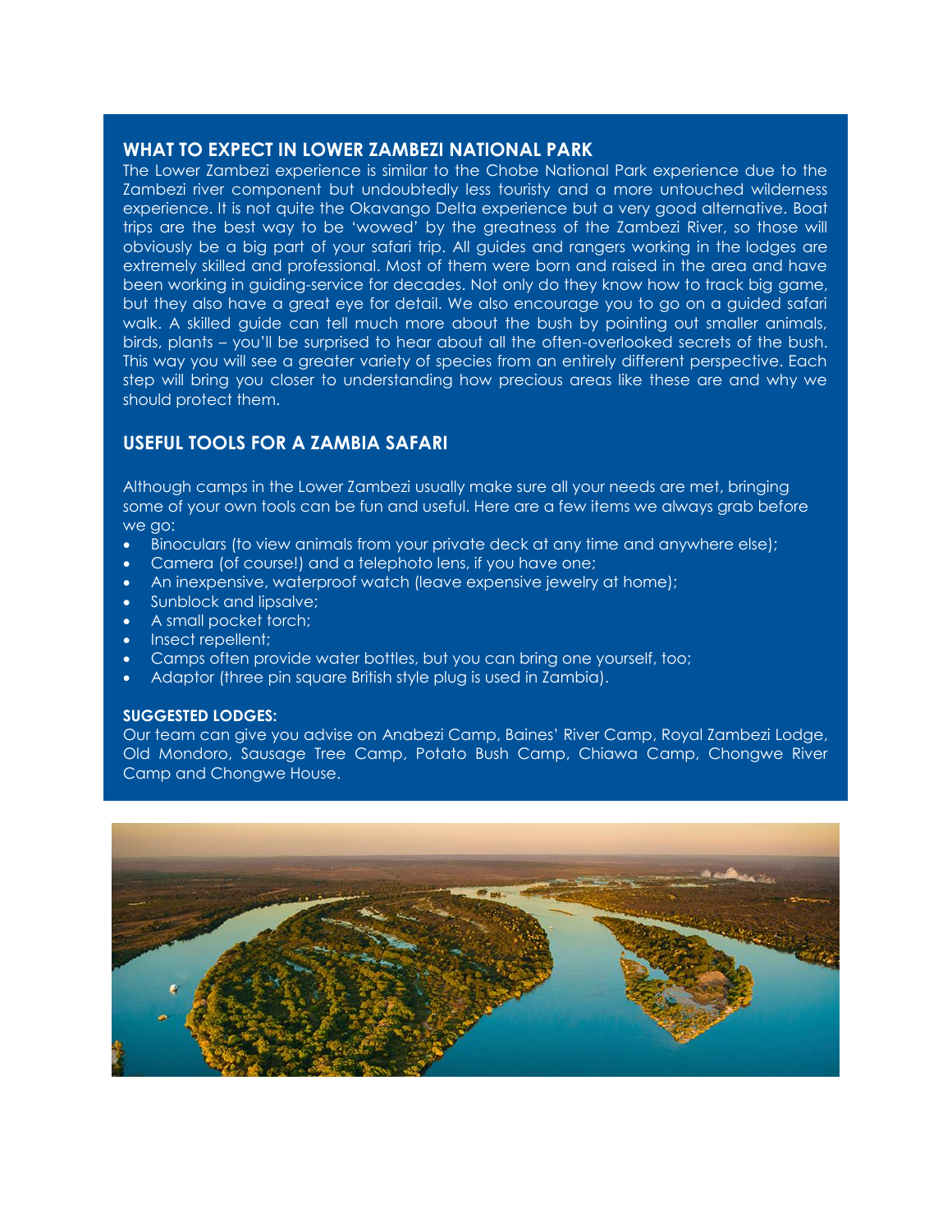## WHAT TO EXPECT IN LOWER ZAMBEZI NATIONAL PARK

The Lower Zambezi experience is similar to the Chobe National Park experience due to the Zambezi river component but undoubtedly less touristy and a more untouched wilderness experience. It is not quite the Okavango Delta experience but a very good alternative. Boat trips are the best way to be 'wowed' by the greatness of the Zambezi River, so those will obviously be a big part of your safari trip. All guides and rangers working in the lodges are extremely skilled and professional. Most of them were born and raised in the area and have been working in guiding-service for decades. Not only do they know how to track big game, but they also have a great eye for detail. We also encourage you to go on a guided safari walk. A skilled guide can tell much more about the bush by pointing out smaller animals, birds, plants – you'll be surprised to hear about all the often-overlooked secrets of the bush. This way you will see a greater variety of species from an entirely different perspective. Each step will bring you closer to understanding how precious areas like these are and why we should protect them.

## USEFUL TOOLS FOR A ZAMBIA SAFARI

Although camps in the Lower Zambezi usually make sure all your needs are met, bringing some of your own tools can be fun and useful. Here are a few items we always grab before we go:

- Binoculars (to view animals from your private deck at any time and anywhere else);
- Camera (of course!) and a telephoto lens, if you have one;
- An inexpensive, waterproof watch (leave expensive jewelry at home);
- Sunblock and lipsalve;
- A small pocket torch;
- Insect repellent;
- Camps often provide water bottles, but you can bring one yourself, too;
- Adaptor (three pin square British style plug is used in Zambia).

**SUGGESTED LODGES:**

Our team can give you advise on Anabezi Camp, Baines' River Camp, Royal Zambezi Lodge, Old Mondoro, Sausage Tree Camp, Potato Bush Camp, Chiawa Camp, Chongwe River Camp and Chongwe House.